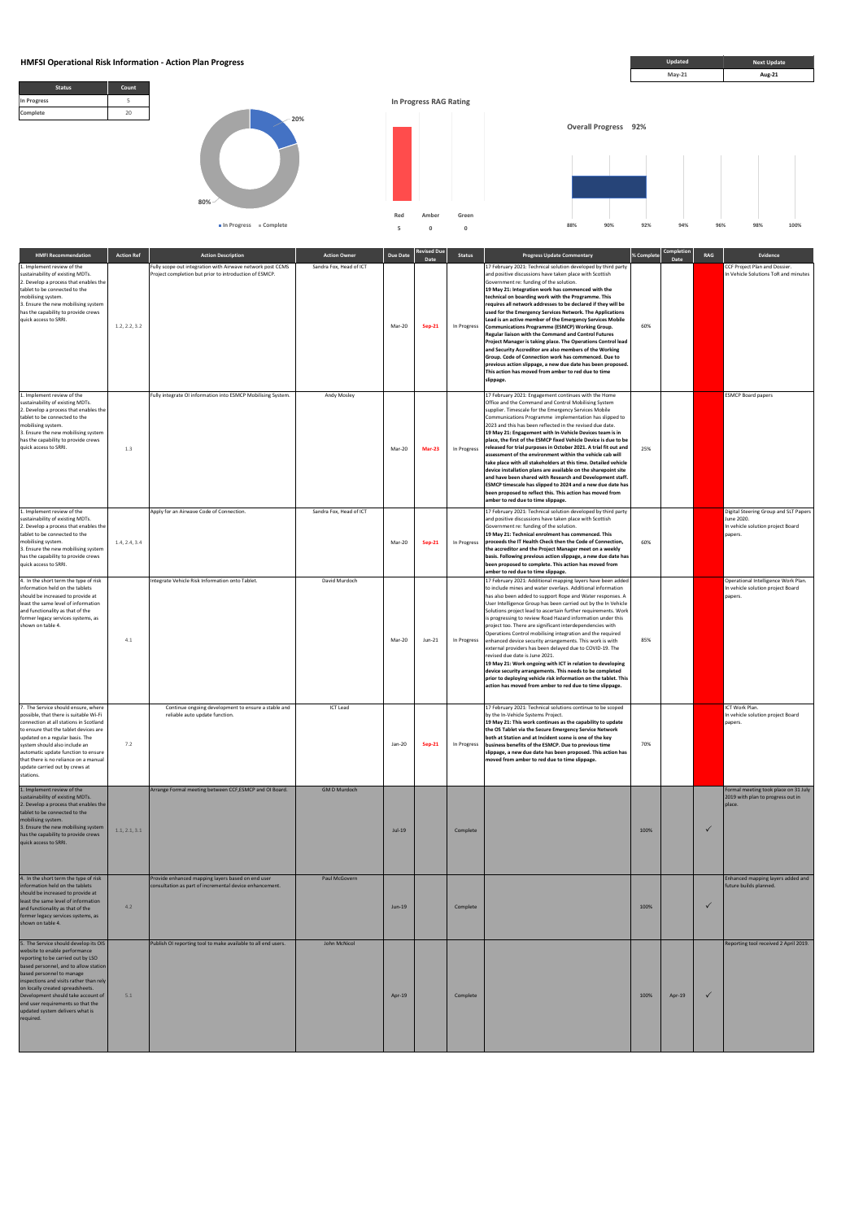# HMFSI Operational Risk Information - Action Plan Progress

| Updated | Next Update |
|---|---|
| May-21 | Aug-21 |

| Status | Count |
|---|---|
| In Progress | 5 |
| Complete | 20 |

20%

80%

In Progress   Complete

**In Progress RAG Rating**

| Red | Amber | Green |
|---|---|---|
| 5 | 0 | 0 |

**Overall Progress 92%**

88% 90% 92% 94% 96% 98% 100%

| HMFI Recommendation | Action Ref | Action Description | Action Owner | Due Date | Revised Due Date | Status | Progress Update Commentary | % Complete | Completion Date | RAG | Evidence |
|---|---|---|---|---|---|---|---|---|---|---|---|
| 1. Implement review of the sustainability of existing MDTs. 2. Develop a process that enables the tablet to be connected to the mobilising system. 3. Ensure the new mobilising system has the capability to provide crews quick access to SRRI. | 1.2, 2.2, 3.2 | Fully scope out integration with Airwave network post CCMS Project completion but prior to introduction of ESMCP. | Sandra Fox, Head of ICT | Mar-20 | **Sep-21** | In Progress | 17 February 2021: Technical solution developed by third party and positive discussions have taken place with Scottish Government re: funding of the solution. **19 May 21: Integration work has commenced with the technical on boarding work with the Programme. This requires all network addresses to be declared if they will be used for the Emergency Services Network. The Applications Lead is an active member of the Emergency Services Mobile Communications Programme (ESMCP) Working Group. Regular liaison with the Command and Control Futures Project Manager is taking place. The Operations Control lead and Security Accreditor are also members of the Working Group. Code of Connection work has commenced. Due to previous action slippage, a new due date has been proposed. This action has moved from amber to red due to time slippage.** | 60% | | | CCF Project Plan and Dossier. In Vehicle Solutions ToR and minutes |
| 1. Implement review of the sustainability of existing MDTs. 2. Develop a process that enables the tablet to be connected to the mobilising system. 3. Ensure the new mobilising system has the capability to provide crews quick access to SRRI. | 1.3 | Fully integrate OI information into ESMCP Mobilising System. | Andy Mosley | Mar-20 | **Mar-23** | In Progress | 17 February 2021: Engagement continues with the Home Office and the Command and Control Mobilising System supplier. Timescale for the Emergency Services Mobile Communications Programme implementation has slipped to 2023 and this has been reflected in the revised due date. **19 May 21: Engagement with In-Vehicle Devices team is in place, the first of the ESMCP fixed Vehicle Device is due to be released for trial purposes in October 2021. A trial fit out and assessment of the environment within the vehicle cab will take place with all stakeholders at this time. Detailed vehicle device installation plans are available on the sharepoint site and have been shared with Research and Development staff. ESMCP timescale has slipped to 2024 and a new due date has been proposed to reflect this. This action has moved from amber to red due to time slippage.** | 25% | | | ESMCP Board papers |
| 1. Implement review of the sustainability of existing MDTs. 2. Develop a process that enables the tablet to be connected to the mobilising system. 3. Ensure the new mobilising system has the capability to provide crews quick access to SRRI. | 1.4, 2.4, 3.4 | Apply for an Airwave Code of Connection. | Sandra Fox, Head of ICT | Mar-20 | **Sep-21** | In Progress | 17 February 2021: Technical solution developed by third party and positive discussions have taken place with Scottish Government re: funding of the solution. **19 May 21: Technical enrolment has commenced. This proceeds the IT Health Check then the Code of Connection, the accreditor and the Project Manager meet on a weekly basis. Following previous action slippage, a new due date has been proposed to complete. This action has moved from amber to red due to time slippage.** | 60% | | | Digital Steering Group and SLT Papers June 2020. In vehicle solution project Board papers. |
| 4. In the short term the type of risk information held on the tablets should be increased to provide at least the same level of information and functionality as that of the former legacy services systems, as shown on table 4. | 4.1 | Integrate Vehicle Risk Information onto Tablet. | David Murdoch | Mar-20 | Jun-21 | In Progress | 17 February 2021: Additional mapping layers have been added to include mines and water overlays. Additional information has also been added to support Rope and Water responses. A User Intelligence Group has been carried out by the In Vehicle Solutions project lead to ascertain further requirements. Work is progressing to review Road Hazard information under this project too. There are significant interdependencies with Operations Control mobilising integration and the required enhanced device security arrangements. This work is with external providers has been delayed due to COVID-19. The revised due date is June 2021. **19 May 21: Work ongoing with ICT in relation to developing device security arrangements. This needs to be completed prior to deploying vehicle risk information on the tablet. This action has moved from amber to red due to time slippage.** | 85% | | | Operational Intelligence Work Plan. In vehicle solution project Board papers. |
| 7. The Service should ensure, where possible, that there is suitable Wi-Fi connection at all stations in Scotland to ensure that the tablet devices are updated on a regular basis. The system should also include an automatic update function to ensure that there is no reliance on a manual update carried out by crews at stations. | 7.2 | Continue ongoing development to ensure a stable and reliable auto update function. | ICT Lead | Jan-20 | **Sep-21** | In Progress | 17 February 2021: Technical solutions continue to be scoped by the In-Vehicle Systems Project. **19 May 21: This work continues as the capability to update the OS Tablet via the Secure Emergency Service Network both at Station and at Incident scene is one of the key business benefits of the ESMCP. Due to previous time slippage, a new due date has been proposed. This action has moved from amber to red due to time slippage.** | 70% | | | ICT Work Plan. In vehicle solution project Board papers. |
| 1. Implement review of the sustainability of existing MDTs. 2. Develop a process that enables the tablet to be connected to the mobilising system. 3. Ensure the new mobilising system has the capability to provide crews quick access to SRRI. | 1.1, 2.1, 3.1 | Arrange Formal meeting between CCF,ESMCP and OI Board. | GM D Murdoch | Jul-19 | | Complete | | 100% | | ✓ | Formal meeting took place on 31 July 2019 with plan to progress out in place. |
| 4. In the short term the type of risk information held on the tablets should be increased to provide at least the same level of information and functionality as that of the former legacy services systems, as shown on table 4. | 4.2 | Provide enhanced mapping layers based on end user consultation as part of incremental device enhancement. | Paul McGovern | Jun-19 | | Complete | | 100% | | ✓ | Enhanced mapping layers added and future builds planned. |
| 5. The Service should develop its OIS website to enable performance reporting to be carried out by LSO based personnel, and to allow station based personnel to manage inspections and visits rather than rely on locally created spreadsheets. Development should take account of end user requirements so that the updated system delivers what is required. | 5.1 | Publish OI reporting tool to make available to all end users. | John McNicol | Apr-19 | | Complete | | 100% | Apr-19 | ✓ | Reporting tool received 2 April 2019 |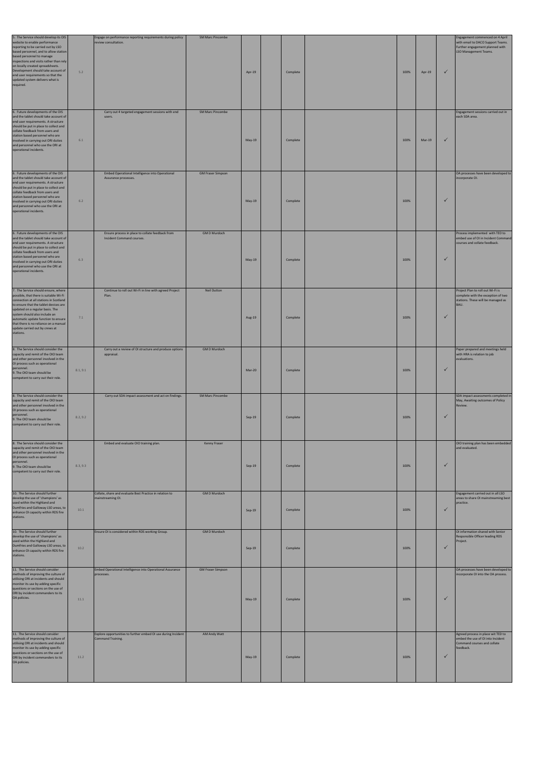| | | | | | | | | | | | | |
|---|---|---|---|---|---|---|---|---|---|---|---|---|
| 5. The Service should develop its OIS website to enable performance reporting to be carried out by LSO based personnel, and to allow station based personnel to manage inspections and visits rather than rely on locally created spreadsheets. Development should take account of end user requirements so that the updated system delivers what is required. | 5.2 | Engage on performance reporting requirements during policy review consultation. | SM Marc Pincombe | Apr-19 | | Complete | | 100% | Apr-19 | ✓ | Engagement commenced on 4 April with email to OACO Support Teams. Further engagement planned with LSO Management Teams. |
| 6. Future developments of the OIS and the tablet should take account of end user requirements. A structure should be put in place to collect and collate feedback from users and station based personnel who are involved in carrying out ORI duties and personnel who use the ORI at operational incidents. | 6.1 | Carry out 4 targeted engagement sessions with end users. | SM Marc Pincombe | May-19 | | Complete | | 100% | Mar-19 | ✓ | Engagement sessions carried out in each SDA area. |
| 6. Future developments of the OIS and the tablet should take account of end user requirements. A structure should be put in place to collect and collate feedback from users and station based personnel who are involved in carrying out ORI duties and personnel who use the ORI at operational incidents. | 6.2 | Embed Operational Intelligence into Operational Assurance processes. | GM Fraser Simpson | May-19 | | Complete | | 100% | | ✓ | OA processes have been developed to incorporate OI. |
| 6. Future developments of the OIS and the tablet should take account of end user requirements. A structure should be put in place to collect and collate feedback from users and station based personnel who are involved in carrying out ORI duties and personnel who use the ORI at operational incidents. | 6.3 | Ensure process in place to collate feedback from Incident Command courses. | GM D Murdoch | May-19 | | Complete | | 100% | | ✓ | Process implemented with TED to embed use of OI in Incident Command courses and collate feedback. |
| 7. The Service should ensure, where possible, that there is suitable Wi-Fi connection at all stations in Scotland to ensure that the tablet devices are updated on a regular basis. The system should also include an automatic update function to ensure that there is no reliance on a manual update carried out by crews at stations. | 7.1 | Continue to roll out Wi-Fi in line with agreed Project Plan. | Neil Dutton | Aug-19 | | Complete | | 100% | | ✓ | Project Plan to roll out Wi-Fi is complete with the exception of two stations. These will be managed as BAU. |
| 8. The Service should consider the capacity and remit of the OIO team and other personnel involved in the OI process such as operational personnel.<br>9. The OIO team should be competent to carry out their role. | 8.1, 9.1 | Carry out a review of OI structure and produce options appraisal. | GM D Murdoch | Mar-20 | | Complete | | 100% | | ✓ | Paper prepared and meetings held with HRA is relation to job evaluations. |
| 8. The Service should consider the capacity and remit of the OIO team and other personnel involved in the OI process such as operational personnel.<br>9. The OIO team should be competent to carry out their role. | 8.2, 9.2 | Carry out SDA impact assessment and act on findings. | SM Marc Pincombe | Sep-19 | | Complete | | 100% | | ✓ | SDA impact assessments completed in May. Awaiting outcomes of Policy Review. |
| 8. The Service should consider the capacity and remit of the OIO team and other personnel involved in the OI process such as operational personnel.<br>9. The OIO team should be competent to carry out their role. | 8.3, 9.3 | Embed and evaluate OIO training plan. | Kenny Fraser | Sep-19 | | Complete | | 100% | | ✓ | OIO training plan has been embedded and evaluated. |
| 10. The Service should further develop the use of 'champions' as used within the Highland and Dumfries and Galloway LSO areas, to enhance OI capacity within RDS fire stations. | 10.1 | Collate, share and evaluate Best Practice in relation to mainstreaming OI. | GM D Murdoch | Sep-19 | | Complete | | 100% | | ✓ | Engagement carried out in all LSO areas to share OI mainstreaming best practice. |
| 10. The Service should further develop the use of 'champions' as used within the Highland and Dumfries and Galloway LSO areas, to enhance OI capacity within RDS fire stations. | 10.2 | Ensure OI is considered within RDS working Group. | GM D Murdoch | Sep-19 | | Complete | | 100% | | ✓ | OI information shared with Senior Responsible Officer leading RDS Project. |
| 11. The Service should consider methods of improving the culture of utilising ORI at incidents and should monitor its use by adding specific questions or sections on the use of ORI by incident commanders to its OA policies. | 11.1 | Embed Operational Intelligence into Operational Assurance processes. | GM Fraser Simpson | May-19 | | Complete | | 100% | | ✓ | OA processes have been developed to incorporate OI into the OA process. |
| 11. The Service should consider methods of improving the culture of utilising ORI at incidents and should monitor its use by adding specific questions or sections on the use of ORI by incident commanders to its OA policies. | 11.2 | Explore opportunities to further embed OI use during Incident Command Training. | AM Andy Watt | May-19 | | Complete | | 100% | | ✓ | Agreed process in place wit TED to embed the use of OI into Incident Command courses and collate feedback. |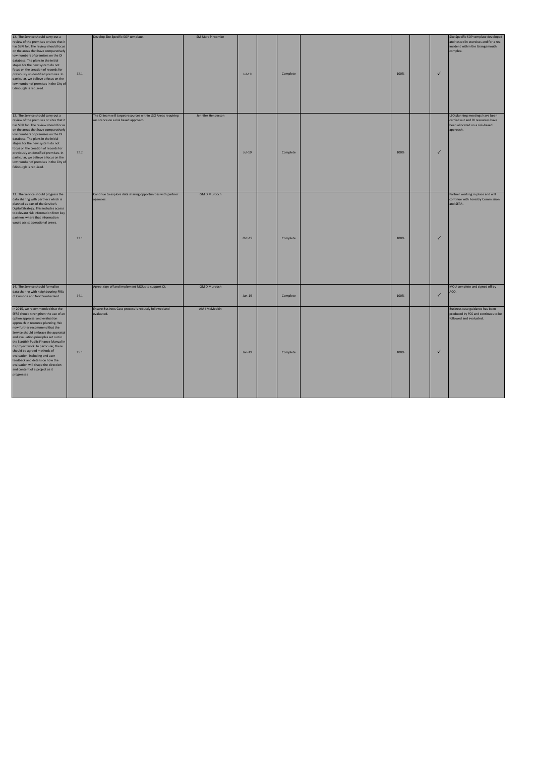| | | | | | | | | | | | | |
|---|---|---|---|---|---|---|---|---|---|---|---|---|
| 12. The Service should carry out a review of the premises or sites that it has SSRI for. The review should focus on the areas that have comparatively low numbers of premises on the OI database. The plans in the initial stages for the new system do not focus on the creation of records for previously unidentified premises. In particular, we believe a focus on the low number of premises in the City of Edinburgh is required. | 12.1 | Develop Site Specific SOP template. | SM Marc Pincombe | Jul-19 | | Complete | | 100% | | ✓ | Site Specific SOP template developed and tested in exercises and for a real incident within the Grangemouth complex. |
| 12. The Service should carry out a review of the premises or sites that it has SSRI for. The review should focus on the areas that have comparatively low numbers of premises on the OI database. The plans in the initial stages for the new system do not focus on the creation of records for previously unidentified premises. In particular, we believe a focus on the low number of premises in the City of Edinburgh is required. | 12.2 | The OI team will target resources within LSO Areas requiring assistance on a risk based approach. | Jennifer Henderson | Jul-19 | | Complete | | 100% | | ✓ | LSO planning meetings have been carried out and OI resources have been allocated on a risk-based approach, |
| 13. The Service should progress the data sharing with partners which is planned as part of the Service's Digital Strategy. This includes access to relevant risk information from key partners where that information would assist operational crews. | 13.1 | Continue to explore data sharing opportunities with partner agencies. | GM D Murdoch | Oct-19 | | Complete | | 100% | | ✓ | Partner working in place and will continue with Forestry Commission and SEPA. |
| 14. The Service should formalise data sharing with neighbouring FRSs of Cumbria and Northumberland | 14.1 | Agree, sign off and implement MOUs to support OI. | GM D Murdoch | Jan-19 | | Complete | | 100% | | ✓ | MOU complete and signed off by ACO. |
| In 2015, we recommended that the SFRS should strengthen the use of an option appraisal and evaluation approach in resource planning. We now further recommend that the Service should embrace the appraisal and evaluation principles set out in the Scottish Public Finance Manual in its project work. In particular, there should be agreed methods of evaluation, including end user feedback and details on how the evaluation will shape the direction and content of a project as it progresses | 15.1 | Ensure Business Case process is robustly followed and evaluated. | AM I McMeekin | Jan-19 | | Complete | | 100% | | ✓ | Business case guidance has been produced by FCS and continues to be followed and evaluated. |